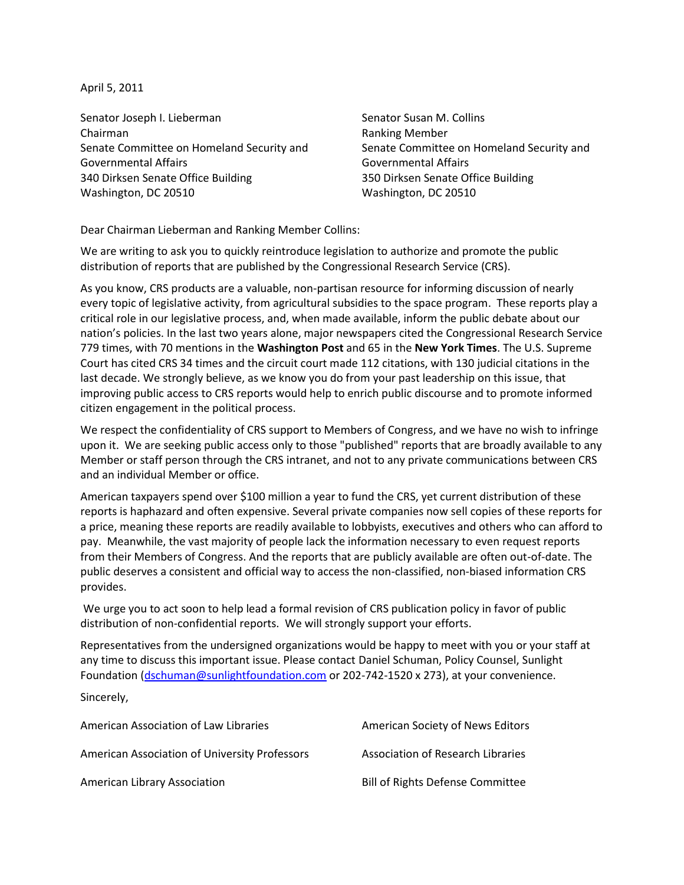April 5, 2011

Senator Joseph I. Lieberman
Chairman
Senate Committee on Homeland Security and Governmental Affairs
340 Dirksen Senate Office Building
Washington, DC 20510

Senator Susan M. Collins
Ranking Member
Senate Committee on Homeland Security and Governmental Affairs
350 Dirksen Senate Office Building
Washington, DC 20510

Dear Chairman Lieberman and Ranking Member Collins:

We are writing to ask you to quickly reintroduce legislation to authorize and promote the public distribution of reports that are published by the Congressional Research Service (CRS).

As you know, CRS products are a valuable, non-partisan resource for informing discussion of nearly every topic of legislative activity, from agricultural subsidies to the space program. These reports play a critical role in our legislative process, and, when made available, inform the public debate about our nation's policies. In the last two years alone, major newspapers cited the Congressional Research Service 779 times, with 70 mentions in the **Washington Post** and 65 in the **New York Times**. The U.S. Supreme Court has cited CRS 34 times and the circuit court made 112 citations, with 130 judicial citations in the last decade. We strongly believe, as we know you do from your past leadership on this issue, that improving public access to CRS reports would help to enrich public discourse and to promote informed citizen engagement in the political process.

We respect the confidentiality of CRS support to Members of Congress, and we have no wish to infringe upon it. We are seeking public access only to those "published" reports that are broadly available to any Member or staff person through the CRS intranet, and not to any private communications between CRS and an individual Member or office.

American taxpayers spend over $100 million a year to fund the CRS, yet current distribution of these reports is haphazard and often expensive. Several private companies now sell copies of these reports for a price, meaning these reports are readily available to lobbyists, executives and others who can afford to pay. Meanwhile, the vast majority of people lack the information necessary to even request reports from their Members of Congress. And the reports that are publicly available are often out-of-date. The public deserves a consistent and official way to access the non-classified, non-biased information CRS provides.

We urge you to act soon to help lead a formal revision of CRS publication policy in favor of public distribution of non-confidential reports. We will strongly support your efforts.

Representatives from the undersigned organizations would be happy to meet with you or your staff at any time to discuss this important issue. Please contact Daniel Schuman, Policy Counsel, Sunlight Foundation (dschuman@sunlightfoundation.com or 202-742-1520 x 273), at your convenience.

Sincerely,

American Association of Law Libraries

American Association of University Professors

American Library Association

American Society of News Editors

Association of Research Libraries

Bill of Rights Defense Committee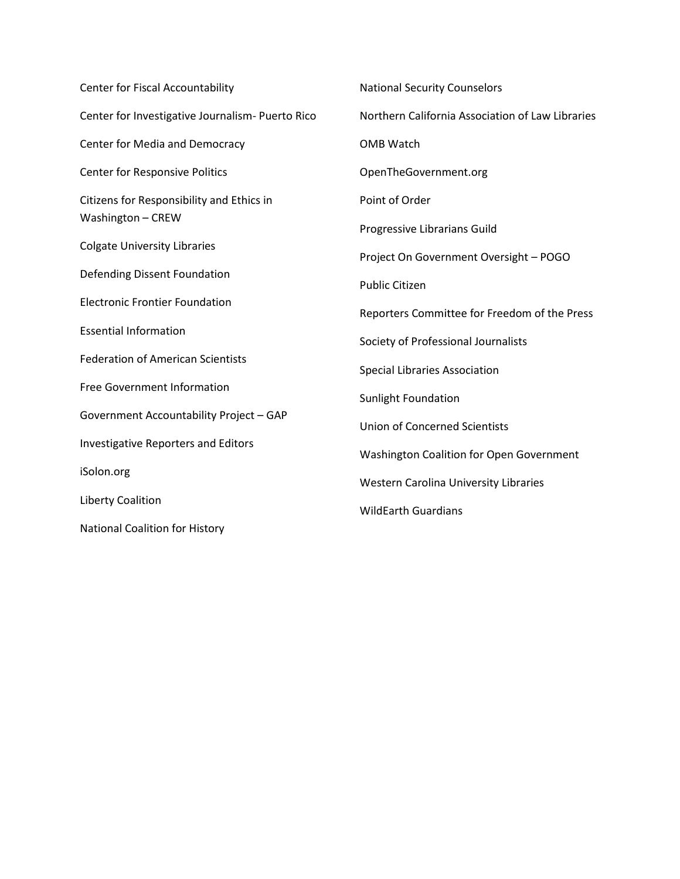Center for Fiscal Accountability

Center for Investigative Journalism- Puerto Rico

Center for Media and Democracy

Center for Responsive Politics

Citizens for Responsibility and Ethics in Washington – CREW

Colgate University Libraries

Defending Dissent Foundation

Electronic Frontier Foundation

Essential Information

Federation of American Scientists

Free Government Information

Government Accountability Project – GAP

Investigative Reporters and Editors

iSolon.org

Liberty Coalition

National Coalition for History

National Security Counselors

Northern California Association of Law Libraries

OMB Watch

OpenTheGovernment.org

Point of Order

Progressive Librarians Guild

Project On Government Oversight – POGO

Public Citizen

Reporters Committee for Freedom of the Press

Society of Professional Journalists

Special Libraries Association

Sunlight Foundation

Union of Concerned Scientists

Washington Coalition for Open Government

Western Carolina University Libraries

WildEarth Guardians